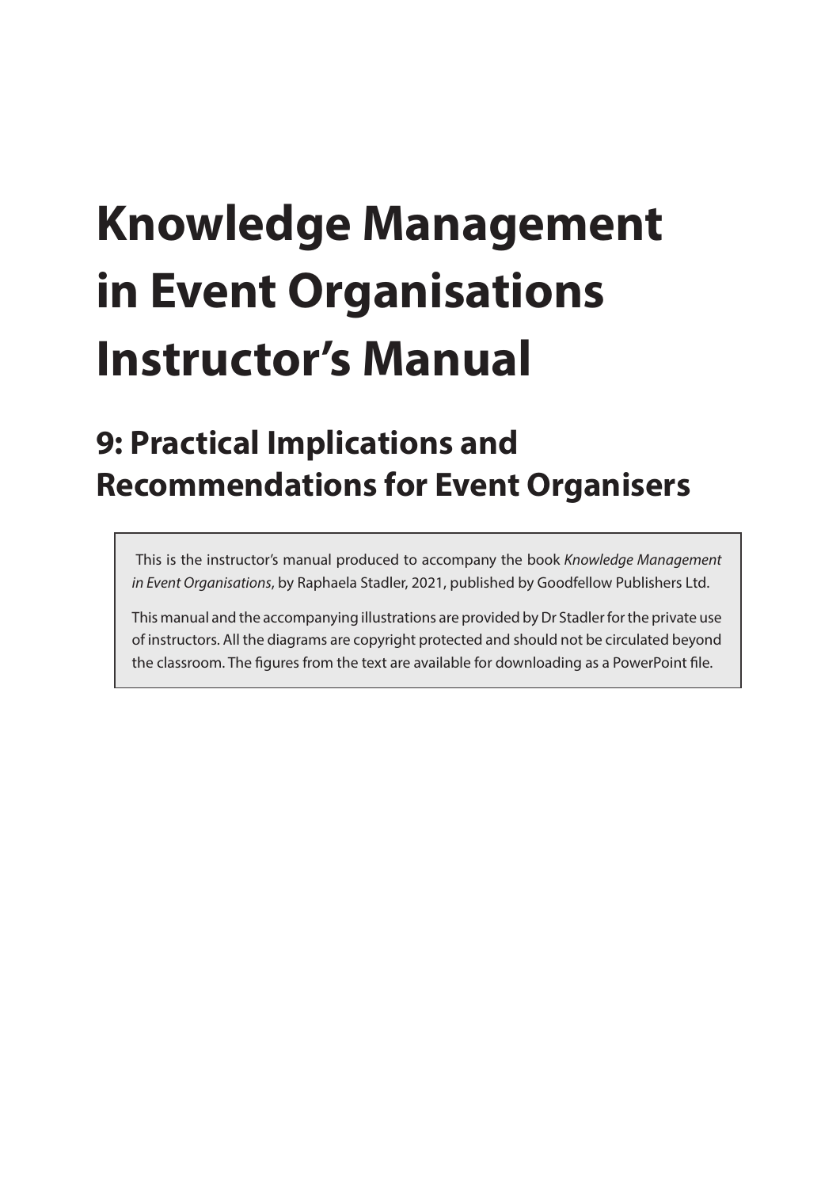# Knowledge Management in Event Organisations Instructor's Manual

## 9: Practical Implications and Recommendations for Event Organisers

This is the instructor's manual produced to accompany the book *Knowledge Management in Event Organisations*, by Raphaela Stadler, 2021, published by Goodfellow Publishers Ltd.

This manual and the accompanying illustrations are provided by Dr Stadler for the private use of instructors. All the diagrams are copyright protected and should not be circulated beyond the classroom. The figures from the text are available for downloading as a PowerPoint file.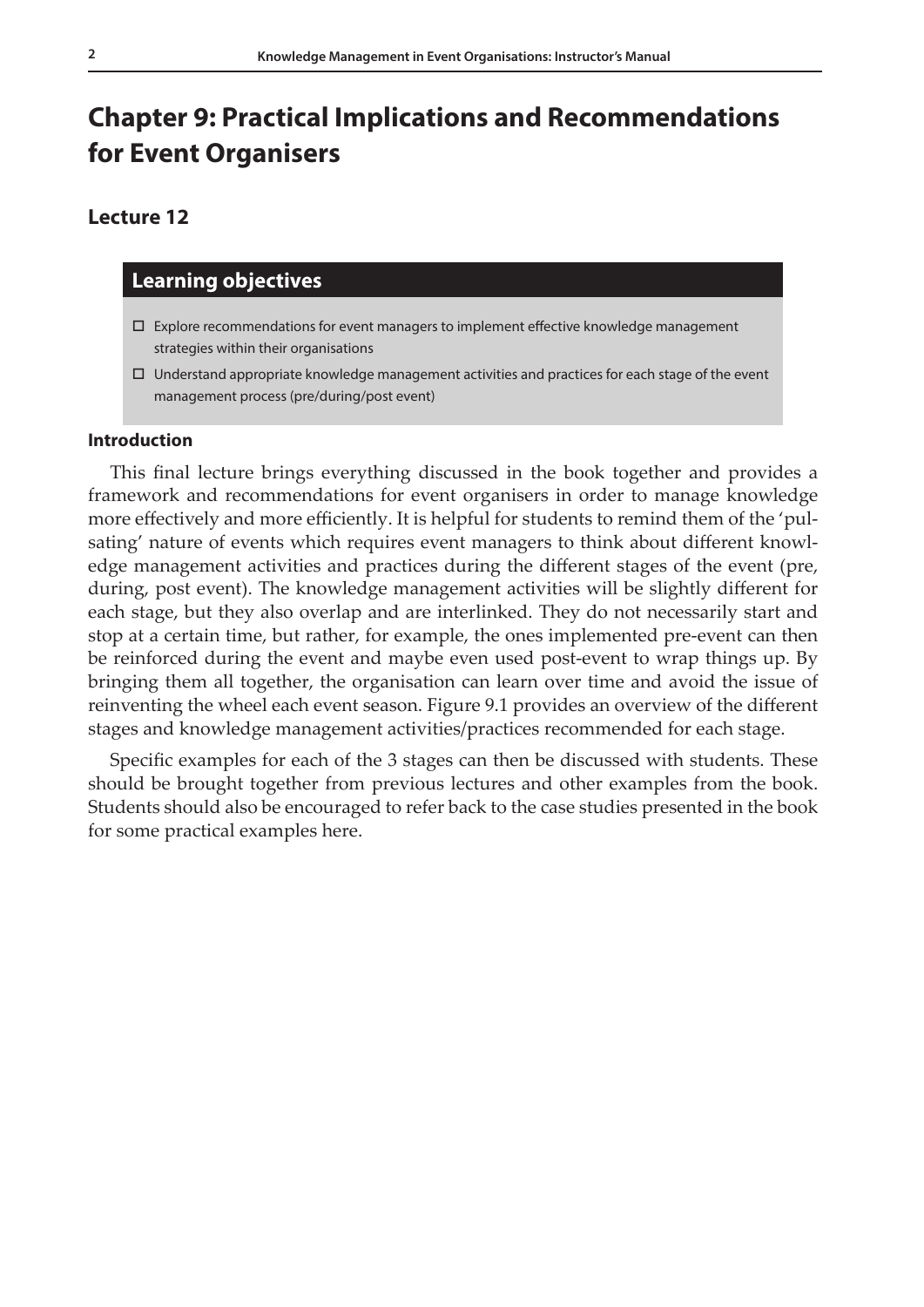# Chapter 9: Practical Implications and Recommendations for Event Organisers

## Lecture 12

### Learning objectives

- ☐ Explore recommendations for event managers to implement effective knowledge management strategies within their organisations
- ☐ Understand appropriate knowledge management activities and practices for each stage of the event management process (pre/during/post event)

**Introduction**

This final lecture brings everything discussed in the book together and provides a framework and recommendations for event organisers in order to manage knowledge more effectively and more efficiently. It is helpful for students to remind them of the 'pulsating' nature of events which requires event managers to think about different knowledge management activities and practices during the different stages of the event (pre, during, post event). The knowledge management activities will be slightly different for each stage, but they also overlap and are interlinked. They do not necessarily start and stop at a certain time, but rather, for example, the ones implemented pre-event can then be reinforced during the event and maybe even used post-event to wrap things up. By bringing them all together, the organisation can learn over time and avoid the issue of reinventing the wheel each event season. Figure 9.1 provides an overview of the different stages and knowledge management activities/practices recommended for each stage.

Specific examples for each of the 3 stages can then be discussed with students. These should be brought together from previous lectures and other examples from the book. Students should also be encouraged to refer back to the case studies presented in the book for some practical examples here.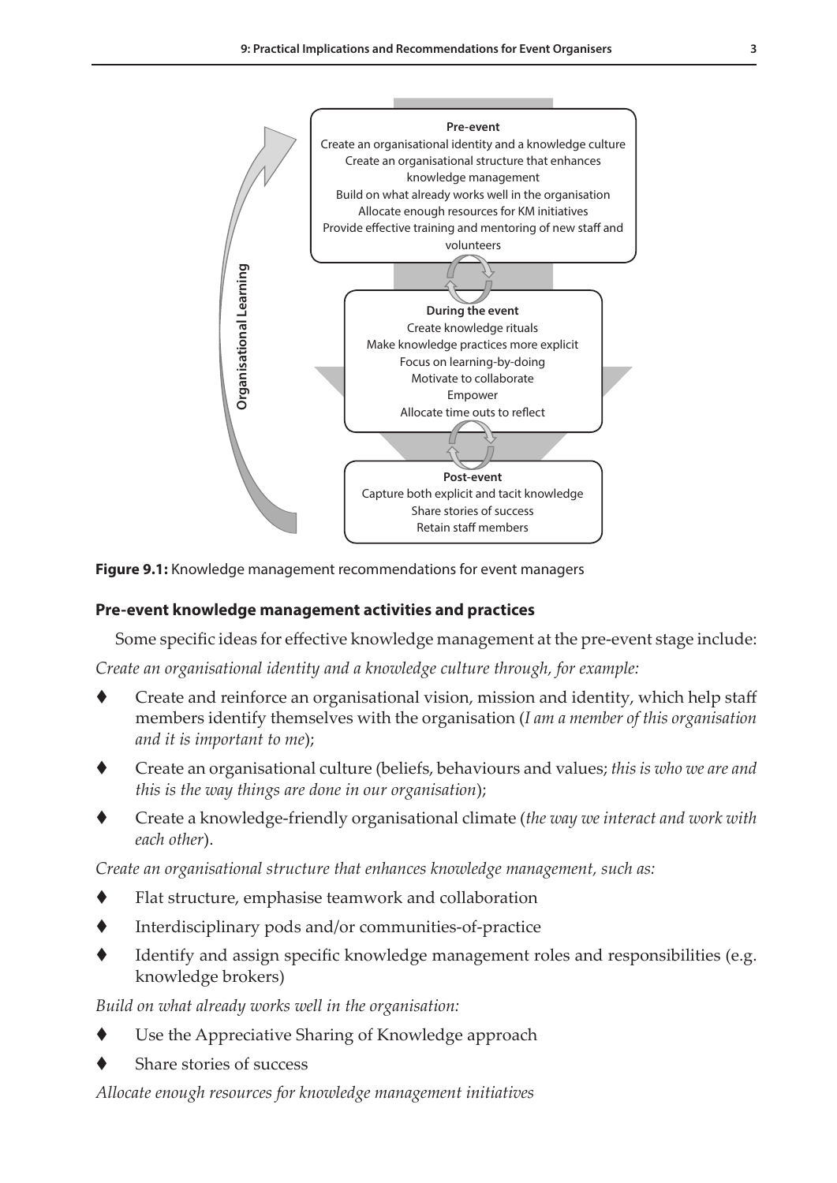Pre-event

Create an organisational identity and a knowledge culture

Create an organisational structure that enhances knowledge management

Build on what already works well in the organisation

Allocate enough resources for KM initiatives

Provide effective training and mentoring of new staff and volunteers

During the event

Create knowledge rituals

Make knowledge practices more explicit

Focus on learning-by-doing

Motivate to collaborate

Empower

Allocate time outs to reflect

Post-event

Capture both explicit and tacit knowledge

Share stories of success

Retain staff members

Organisational Learning

**Figure 9.1:** Knowledge management recommendations for event managers

### Pre-event knowledge management activities and practices

Some specific ideas for effective knowledge management at the pre-event stage include:

*Create an organisational identity and a knowledge culture through, for example:*

- Create and reinforce an organisational vision, mission and identity, which help staff members identify themselves with the organisation (*I am a member of this organisation and it is important to me*);
- Create an organisational culture (beliefs, behaviours and values; *this is who we are and this is the way things are done in our organisation*);
- Create a knowledge-friendly organisational climate (*the way we interact and work with each other*).

*Create an organisational structure that enhances knowledge management, such as:*

- Flat structure, emphasise teamwork and collaboration
- Interdisciplinary pods and/or communities-of-practice
- Identify and assign specific knowledge management roles and responsibilities (e.g. knowledge brokers)

*Build on what already works well in the organisation:*

- Use the Appreciative Sharing of Knowledge approach
- Share stories of success

*Allocate enough resources for knowledge management initiatives*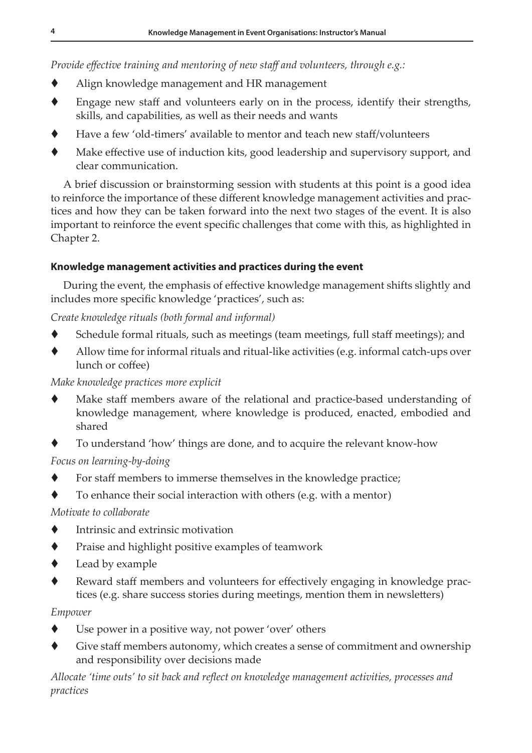*Provide effective training and mentoring of new staff and volunteers, through e.g.:*

- Align knowledge management and HR management
- Engage new staff and volunteers early on in the process, identify their strengths, skills, and capabilities, as well as their needs and wants
- Have a few 'old-timers' available to mentor and teach new staff/volunteers
- Make effective use of induction kits, good leadership and supervisory support, and clear communication.

A brief discussion or brainstorming session with students at this point is a good idea to reinforce the importance of these different knowledge management activities and practices and how they can be taken forward into the next two stages of the event. It is also important to reinforce the event specific challenges that come with this, as highlighted in Chapter 2.

**Knowledge management activities and practices during the event**

During the event, the emphasis of effective knowledge management shifts slightly and includes more specific knowledge 'practices', such as:

*Create knowledge rituals (both formal and informal)*

- Schedule formal rituals, such as meetings (team meetings, full staff meetings); and
- Allow time for informal rituals and ritual-like activities (e.g. informal catch-ups over lunch or coffee)

*Make knowledge practices more explicit*

- Make staff members aware of the relational and practice-based understanding of knowledge management, where knowledge is produced, enacted, embodied and shared
- To understand 'how' things are done, and to acquire the relevant know-how

*Focus on learning-by-doing*

- For staff members to immerse themselves in the knowledge practice;
- To enhance their social interaction with others (e.g. with a mentor)

*Motivate to collaborate*

- Intrinsic and extrinsic motivation
- Praise and highlight positive examples of teamwork
- Lead by example
- Reward staff members and volunteers for effectively engaging in knowledge practices (e.g. share success stories during meetings, mention them in newsletters)

*Empower*

- Use power in a positive way, not power 'over' others
- Give staff members autonomy, which creates a sense of commitment and ownership and responsibility over decisions made

*Allocate 'time outs' to sit back and reflect on knowledge management activities, processes and practices*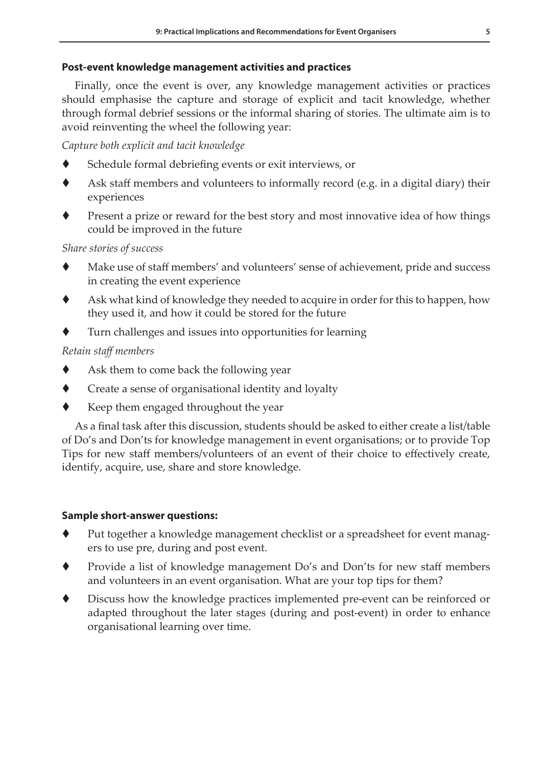### Post-event knowledge management activities and practices

Finally, once the event is over, any knowledge management activities or practices should emphasise the capture and storage of explicit and tacit knowledge, whether through formal debrief sessions or the informal sharing of stories. The ultimate aim is to avoid reinventing the wheel the following year:

*Capture both explicit and tacit knowledge*

- Schedule formal debriefing events or exit interviews, or
- Ask staff members and volunteers to informally record (e.g. in a digital diary) their experiences
- Present a prize or reward for the best story and most innovative idea of how things could be improved in the future

*Share stories of success*

- Make use of staff members' and volunteers' sense of achievement, pride and success in creating the event experience
- Ask what kind of knowledge they needed to acquire in order for this to happen, how they used it, and how it could be stored for the future
- Turn challenges and issues into opportunities for learning

*Retain staff members*

- Ask them to come back the following year
- Create a sense of organisational identity and loyalty
- Keep them engaged throughout the year

As a final task after this discussion, students should be asked to either create a list/table of Do's and Don'ts for knowledge management in event organisations; or to provide Top Tips for new staff members/volunteers of an event of their choice to effectively create, identify, acquire, use, share and store knowledge.

### Sample short-answer questions:

- Put together a knowledge management checklist or a spreadsheet for event managers to use pre, during and post event.
- Provide a list of knowledge management Do's and Don'ts for new staff members and volunteers in an event organisation. What are your top tips for them?
- Discuss how the knowledge practices implemented pre-event can be reinforced or adapted throughout the later stages (during and post-event) in order to enhance organisational learning over time.